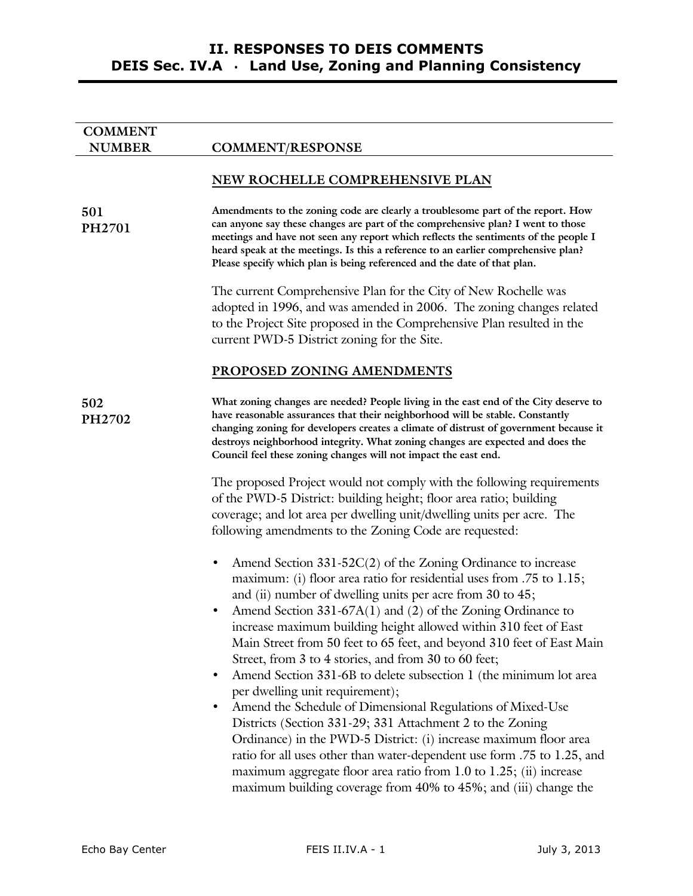# II. RESPONSES TO DEIS COMMENTS
## DEIS Sec. IV.A · Land Use, Zoning and Planning Consistency

| COMMENT NUMBER | COMMENT/RESPONSE |
|---|---|

### NEW ROCHELLE COMPREHENSIVE PLAN

**501**
**PH2701**

**Amendments to the zoning code are clearly a troublesome part of the report. How can anyone say these changes are part of the comprehensive plan? I went to those meetings and have not seen any report which reflects the sentiments of the people I heard speak at the meetings. Is this a reference to an earlier comprehensive plan? Please specify which plan is being referenced and the date of that plan.**

The current Comprehensive Plan for the City of New Rochelle was adopted in 1996, and was amended in 2006. The zoning changes related to the Project Site proposed in the Comprehensive Plan resulted in the current PWD-5 District zoning for the Site.

### PROPOSED ZONING AMENDMENTS

**502**
**PH2702**

**What zoning changes are needed? People living in the east end of the City deserve to have reasonable assurances that their neighborhood will be stable. Constantly changing zoning for developers creates a climate of distrust of government because it destroys neighborhood integrity. What zoning changes are expected and does the Council feel these zoning changes will not impact the east end.**

The proposed Project would not comply with the following requirements of the PWD-5 District: building height; floor area ratio; building coverage; and lot area per dwelling unit/dwelling units per acre. The following amendments to the Zoning Code are requested:

- Amend Section 331-52C(2) of the Zoning Ordinance to increase maximum: (i) floor area ratio for residential uses from .75 to 1.15; and (ii) number of dwelling units per acre from 30 to 45;
- Amend Section 331-67A(1) and (2) of the Zoning Ordinance to increase maximum building height allowed within 310 feet of East Main Street from 50 feet to 65 feet, and beyond 310 feet of East Main Street, from 3 to 4 stories, and from 30 to 60 feet;
- Amend Section 331-6B to delete subsection 1 (the minimum lot area per dwelling unit requirement);
- Amend the Schedule of Dimensional Regulations of Mixed-Use Districts (Section 331-29; 331 Attachment 2 to the Zoning Ordinance) in the PWD-5 District: (i) increase maximum floor area ratio for all uses other than water-dependent use form .75 to 1.25, and maximum aggregate floor area ratio from 1.0 to 1.25; (ii) increase maximum building coverage from 40% to 45%; and (iii) change the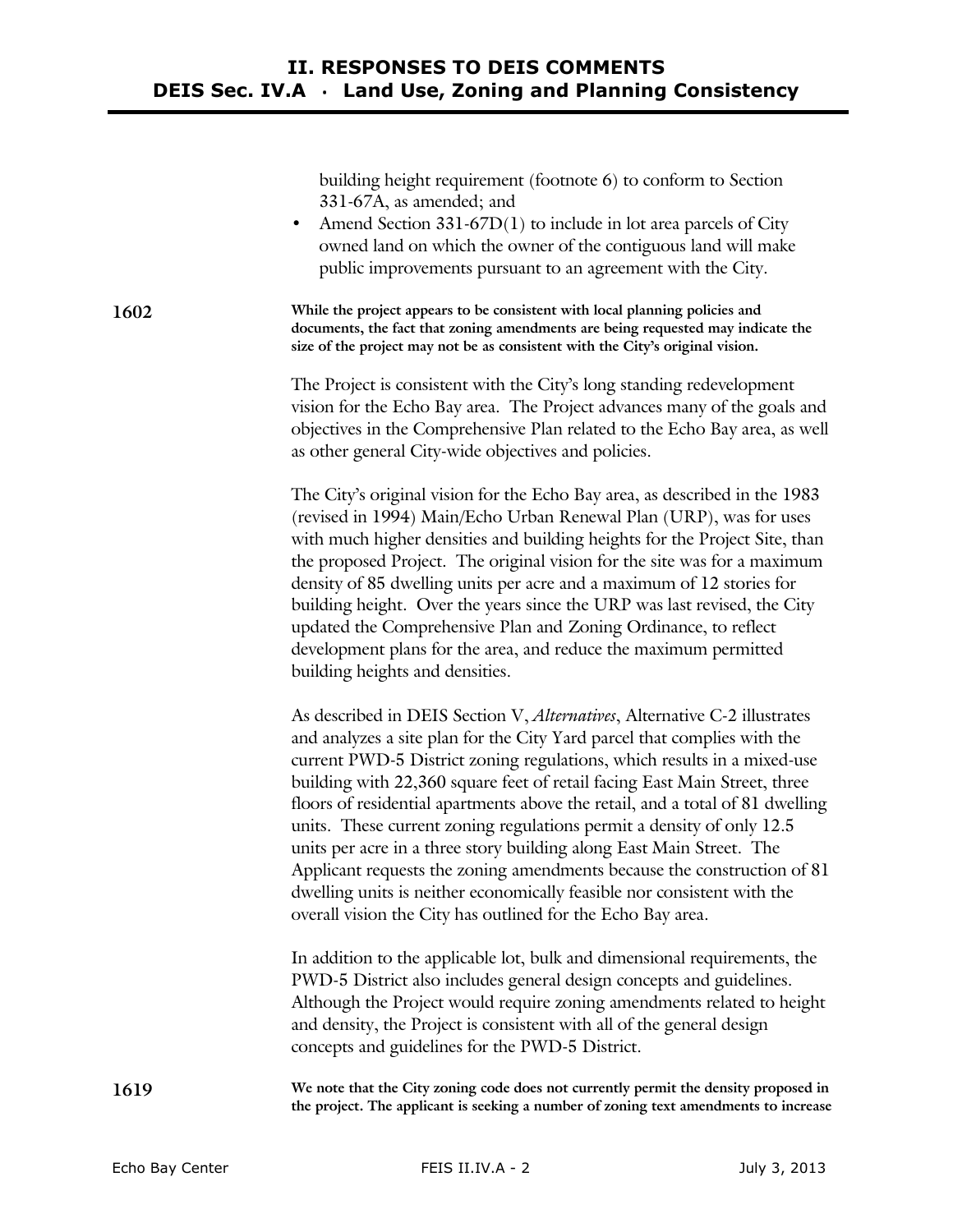building height requirement (footnote 6) to conform to Section 331-67A, as amended; and

- Amend Section 331-67D(1) to include in lot area parcels of City owned land on which the owner of the contiguous land will make public improvements pursuant to an agreement with the City.

**1602** **While the project appears to be consistent with local planning policies and documents, the fact that zoning amendments are being requested may indicate the size of the project may not be as consistent with the City's original vision.**

The Project is consistent with the City's long standing redevelopment vision for the Echo Bay area. The Project advances many of the goals and objectives in the Comprehensive Plan related to the Echo Bay area, as well as other general City-wide objectives and policies.

The City's original vision for the Echo Bay area, as described in the 1983 (revised in 1994) Main/Echo Urban Renewal Plan (URP), was for uses with much higher densities and building heights for the Project Site, than the proposed Project. The original vision for the site was for a maximum density of 85 dwelling units per acre and a maximum of 12 stories for building height. Over the years since the URP was last revised, the City updated the Comprehensive Plan and Zoning Ordinance, to reflect development plans for the area, and reduce the maximum permitted building heights and densities.

As described in DEIS Section V, *Alternatives*, Alternative C-2 illustrates and analyzes a site plan for the City Yard parcel that complies with the current PWD-5 District zoning regulations, which results in a mixed-use building with 22,360 square feet of retail facing East Main Street, three floors of residential apartments above the retail, and a total of 81 dwelling units. These current zoning regulations permit a density of only 12.5 units per acre in a three story building along East Main Street. The Applicant requests the zoning amendments because the construction of 81 dwelling units is neither economically feasible nor consistent with the overall vision the City has outlined for the Echo Bay area.

In addition to the applicable lot, bulk and dimensional requirements, the PWD-5 District also includes general design concepts and guidelines. Although the Project would require zoning amendments related to height and density, the Project is consistent with all of the general design concepts and guidelines for the PWD-5 District.

**1619** **We note that the City zoning code does not currently permit the density proposed in the project. The applicant is seeking a number of zoning text amendments to increase**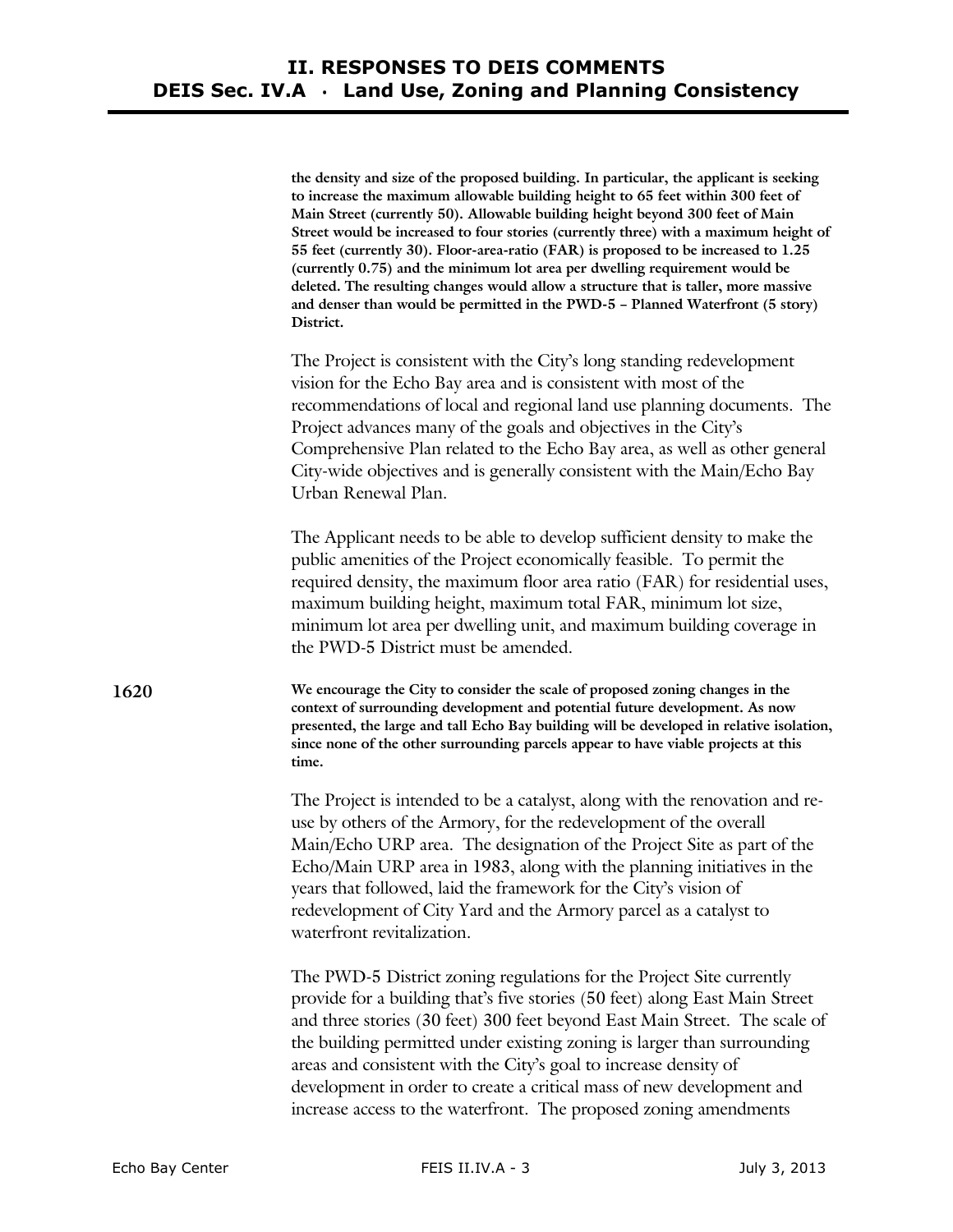**the density and size of the proposed building. In particular, the applicant is seeking to increase the maximum allowable building height to 65 feet within 300 feet of Main Street (currently 50). Allowable building height beyond 300 feet of Main Street would be increased to four stories (currently three) with a maximum height of 55 feet (currently 30). Floor-area-ratio (FAR) is proposed to be increased to 1.25 (currently 0.75) and the minimum lot area per dwelling requirement would be deleted. The resulting changes would allow a structure that is taller, more massive and denser than would be permitted in the PWD-5 – Planned Waterfront (5 story) District.**

The Project is consistent with the City's long standing redevelopment vision for the Echo Bay area and is consistent with most of the recommendations of local and regional land use planning documents. The Project advances many of the goals and objectives in the City's Comprehensive Plan related to the Echo Bay area, as well as other general City-wide objectives and is generally consistent with the Main/Echo Bay Urban Renewal Plan.

The Applicant needs to be able to develop sufficient density to make the public amenities of the Project economically feasible. To permit the required density, the maximum floor area ratio (FAR) for residential uses, maximum building height, maximum total FAR, minimum lot size, minimum lot area per dwelling unit, and maximum building coverage in the PWD-5 District must be amended.

**1620** **We encourage the City to consider the scale of proposed zoning changes in the context of surrounding development and potential future development. As now presented, the large and tall Echo Bay building will be developed in relative isolation, since none of the other surrounding parcels appear to have viable projects at this time.**

The Project is intended to be a catalyst, along with the renovation and re-use by others of the Armory, for the redevelopment of the overall Main/Echo URP area. The designation of the Project Site as part of the Echo/Main URP area in 1983, along with the planning initiatives in the years that followed, laid the framework for the City's vision of redevelopment of City Yard and the Armory parcel as a catalyst to waterfront revitalization.

The PWD-5 District zoning regulations for the Project Site currently provide for a building that's five stories (50 feet) along East Main Street and three stories (30 feet) 300 feet beyond East Main Street. The scale of the building permitted under existing zoning is larger than surrounding areas and consistent with the City's goal to increase density of development in order to create a critical mass of new development and increase access to the waterfront. The proposed zoning amendments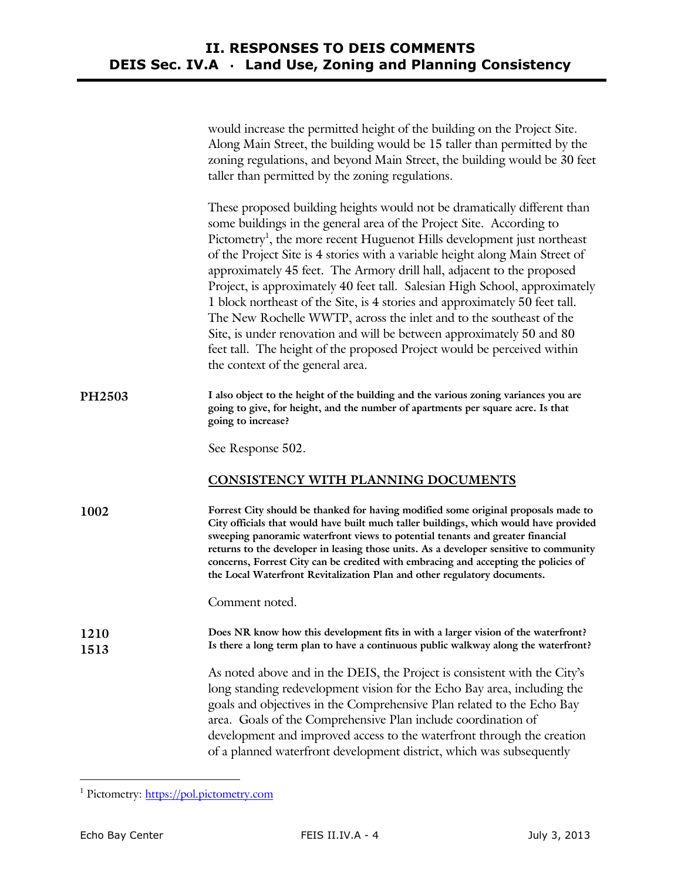would increase the permitted height of the building on the Project Site. Along Main Street, the building would be 15 taller than permitted by the zoning regulations, and beyond Main Street, the building would be 30 feet taller than permitted by the zoning regulations.

These proposed building heights would not be dramatically different than some buildings in the general area of the Project Site. According to Pictometry[1], the more recent Huguenot Hills development just northeast of the Project Site is 4 stories with a variable height along Main Street of approximately 45 feet. The Armory drill hall, adjacent to the proposed Project, is approximately 40 feet tall. Salesian High School, approximately 1 block northeast of the Site, is 4 stories and approximately 50 feet tall. The New Rochelle WWTP, across the inlet and to the southeast of the Site, is under renovation and will be between approximately 50 and 80 feet tall. The height of the proposed Project would be perceived within the context of the general area.

**PH2503**

**I also object to the height of the building and the various zoning variances you are going to give, for height, and the number of apartments per square acre. Is that going to increase?**

See Response 502.

## CONSISTENCY WITH PLANNING DOCUMENTS

**1002**

**Forrest City should be thanked for having modified some original proposals made to City officials that would have built much taller buildings, which would have provided sweeping panoramic waterfront views to potential tenants and greater financial returns to the developer in leasing those units. As a developer sensitive to community concerns, Forrest City can be credited with embracing and accepting the policies of the Local Waterfront Revitalization Plan and other regulatory documents.**

Comment noted.

**1210**
**1513**

**Does NR know how this development fits in with a larger vision of the waterfront? Is there a long term plan to have a continuous public walkway along the waterfront?**

As noted above and in the DEIS, the Project is consistent with the City's long standing redevelopment vision for the Echo Bay area, including the goals and objectives in the Comprehensive Plan related to the Echo Bay area. Goals of the Comprehensive Plan include coordination of development and improved access to the waterfront through the creation of a planned waterfront development district, which was subsequently

[1] Pictometry: https://pol.pictometry.com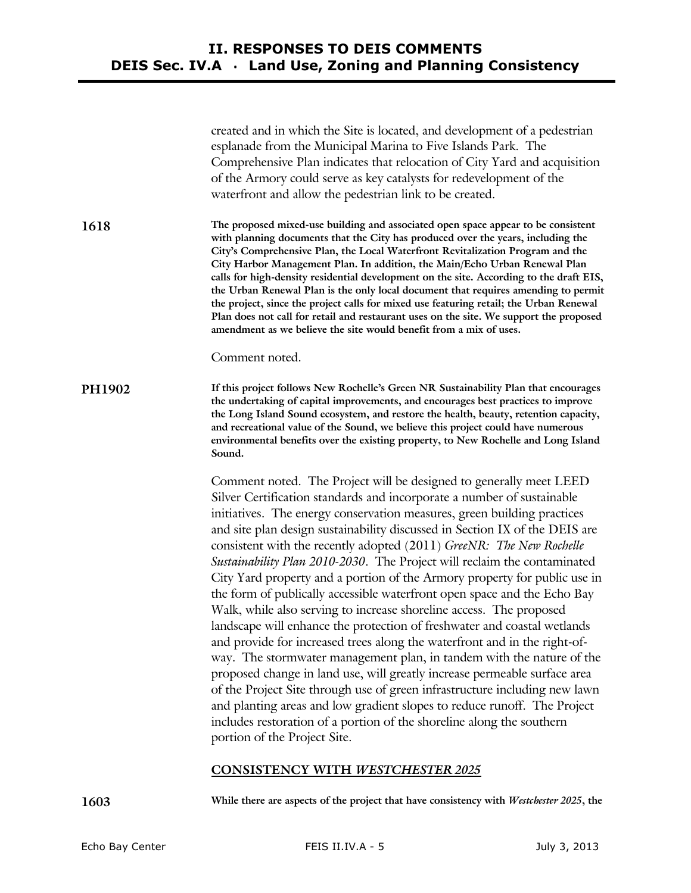created and in which the Site is located, and development of a pedestrian esplanade from the Municipal Marina to Five Islands Park. The Comprehensive Plan indicates that relocation of City Yard and acquisition of the Armory could serve as key catalysts for redevelopment of the waterfront and allow the pedestrian link to be created.

**1618** **The proposed mixed-use building and associated open space appear to be consistent with planning documents that the City has produced over the years, including the City's Comprehensive Plan, the Local Waterfront Revitalization Program and the City Harbor Management Plan. In addition, the Main/Echo Urban Renewal Plan calls for high-density residential development on the site. According to the draft EIS, the Urban Renewal Plan is the only local document that requires amending to permit the project, since the project calls for mixed use featuring retail; the Urban Renewal Plan does not call for retail and restaurant uses on the site. We support the proposed amendment as we believe the site would benefit from a mix of uses.**

Comment noted.

**PH1902** **If this project follows New Rochelle's Green NR Sustainability Plan that encourages the undertaking of capital improvements, and encourages best practices to improve the Long Island Sound ecosystem, and restore the health, beauty, retention capacity, and recreational value of the Sound, we believe this project could have numerous environmental benefits over the existing property, to New Rochelle and Long Island Sound.**

Comment noted. The Project will be designed to generally meet LEED Silver Certification standards and incorporate a number of sustainable initiatives. The energy conservation measures, green building practices and site plan design sustainability discussed in Section IX of the DEIS are consistent with the recently adopted (2011) *GreeNR: The New Rochelle Sustainability Plan 2010-2030*. The Project will reclaim the contaminated City Yard property and a portion of the Armory property for public use in the form of publically accessible waterfront open space and the Echo Bay Walk, while also serving to increase shoreline access. The proposed landscape will enhance the protection of freshwater and coastal wetlands and provide for increased trees along the waterfront and in the right-of-way. The stormwater management plan, in tandem with the nature of the proposed change in land use, will greatly increase permeable surface area of the Project Site through use of green infrastructure including new lawn and planting areas and low gradient slopes to reduce runoff. The Project includes restoration of a portion of the shoreline along the southern portion of the Project Site.

## CONSISTENCY WITH *WESTCHESTER 2025*

**1603** **While there are aspects of the project that have consistency with *Westchester 2025*, the**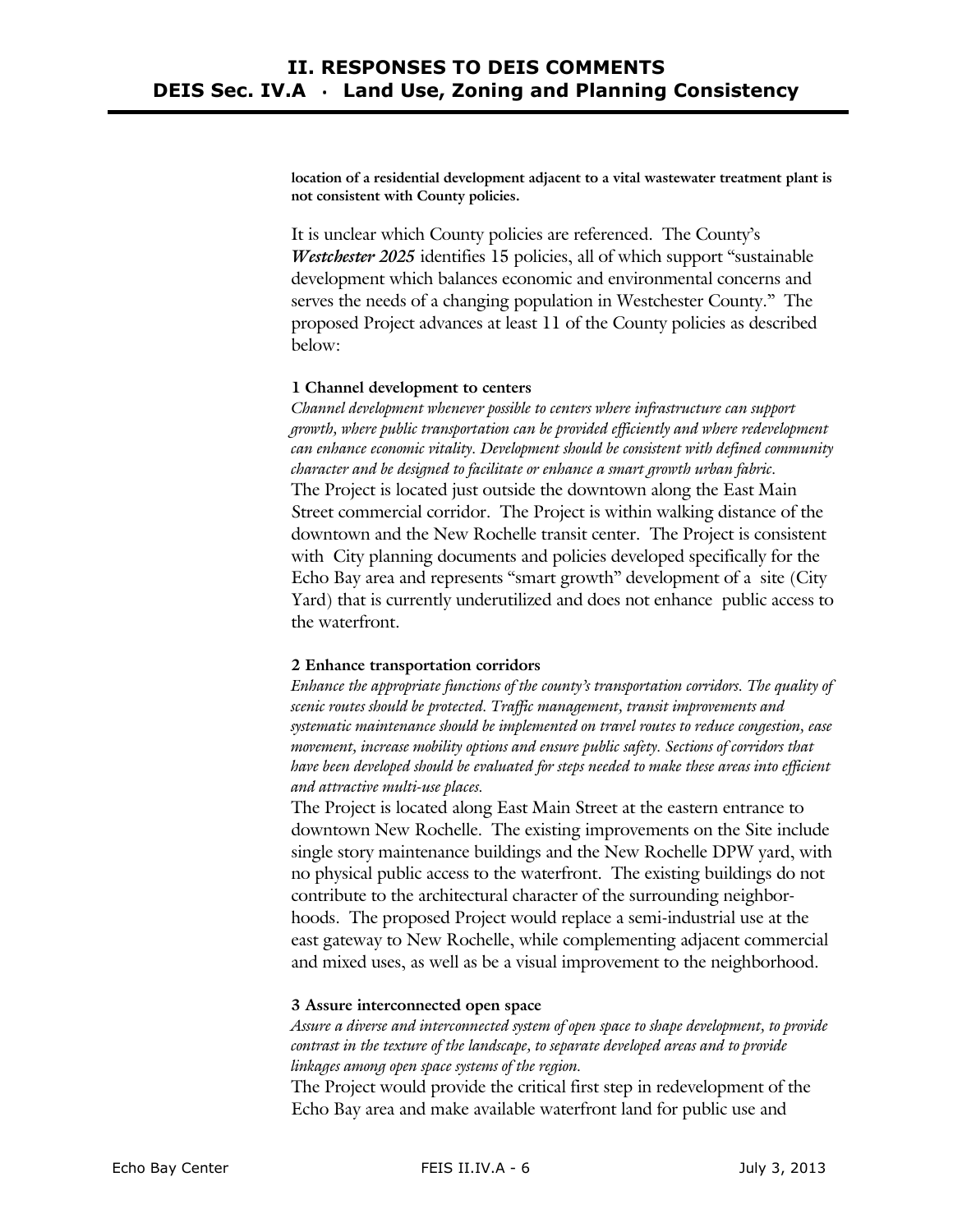**location of a residential development adjacent to a vital wastewater treatment plant is not consistent with County policies.**

It is unclear which County policies are referenced. The County's ***Westchester 2025*** identifies 15 policies, all of which support "sustainable development which balances economic and environmental concerns and serves the needs of a changing population in Westchester County." The proposed Project advances at least 11 of the County policies as described below:

**1 Channel development to centers**

*Channel development whenever possible to centers where infrastructure can support growth, where public transportation can be provided efficiently and where redevelopment can enhance economic vitality. Development should be consistent with defined community character and be designed to facilitate or enhance a smart growth urban fabric.*

The Project is located just outside the downtown along the East Main Street commercial corridor. The Project is within walking distance of the downtown and the New Rochelle transit center. The Project is consistent with City planning documents and policies developed specifically for the Echo Bay area and represents "smart growth" development of a site (City Yard) that is currently underutilized and does not enhance public access to the waterfront.

**2 Enhance transportation corridors**

*Enhance the appropriate functions of the county's transportation corridors. The quality of scenic routes should be protected. Traffic management, transit improvements and systematic maintenance should be implemented on travel routes to reduce congestion, ease movement, increase mobility options and ensure public safety. Sections of corridors that have been developed should be evaluated for steps needed to make these areas into efficient and attractive multi-use places.*

The Project is located along East Main Street at the eastern entrance to downtown New Rochelle. The existing improvements on the Site include single story maintenance buildings and the New Rochelle DPW yard, with no physical public access to the waterfront. The existing buildings do not contribute to the architectural character of the surrounding neighborhoods. The proposed Project would replace a semi-industrial use at the east gateway to New Rochelle, while complementing adjacent commercial and mixed uses, as well as be a visual improvement to the neighborhood.

**3 Assure interconnected open space**

*Assure a diverse and interconnected system of open space to shape development, to provide contrast in the texture of the landscape, to separate developed areas and to provide linkages among open space systems of the region.*

The Project would provide the critical first step in redevelopment of the Echo Bay area and make available waterfront land for public use and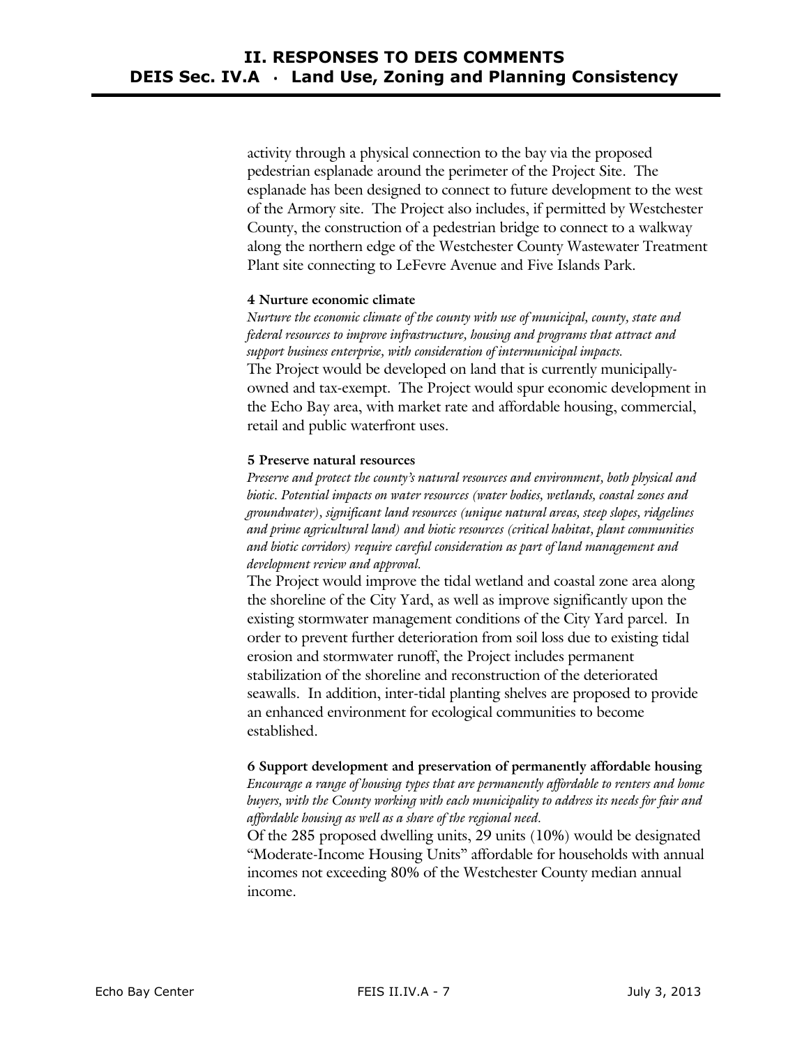activity through a physical connection to the bay via the proposed pedestrian esplanade around the perimeter of the Project Site. The esplanade has been designed to connect to future development to the west of the Armory site. The Project also includes, if permitted by Westchester County, the construction of a pedestrian bridge to connect to a walkway along the northern edge of the Westchester County Wastewater Treatment Plant site connecting to LeFevre Avenue and Five Islands Park.

**4 Nurture economic climate**

*Nurture the economic climate of the county with use of municipal, county, state and federal resources to improve infrastructure, housing and programs that attract and support business enterprise, with consideration of intermunicipal impacts.*

The Project would be developed on land that is currently municipally-owned and tax-exempt. The Project would spur economic development in the Echo Bay area, with market rate and affordable housing, commercial, retail and public waterfront uses.

**5 Preserve natural resources**

*Preserve and protect the county's natural resources and environment, both physical and biotic. Potential impacts on water resources (water bodies, wetlands, coastal zones and groundwater), significant land resources (unique natural areas, steep slopes, ridgelines and prime agricultural land) and biotic resources (critical habitat, plant communities and biotic corridors) require careful consideration as part of land management and development review and approval.*

The Project would improve the tidal wetland and coastal zone area along the shoreline of the City Yard, as well as improve significantly upon the existing stormwater management conditions of the City Yard parcel. In order to prevent further deterioration from soil loss due to existing tidal erosion and stormwater runoff, the Project includes permanent stabilization of the shoreline and reconstruction of the deteriorated seawalls. In addition, inter-tidal planting shelves are proposed to provide an enhanced environment for ecological communities to become established.

**6 Support development and preservation of permanently affordable housing**

*Encourage a range of housing types that are permanently affordable to renters and home buyers, with the County working with each municipality to address its needs for fair and affordable housing as well as a share of the regional need.*

Of the 285 proposed dwelling units, 29 units (10%) would be designated "Moderate-Income Housing Units" affordable for households with annual incomes not exceeding 80% of the Westchester County median annual income.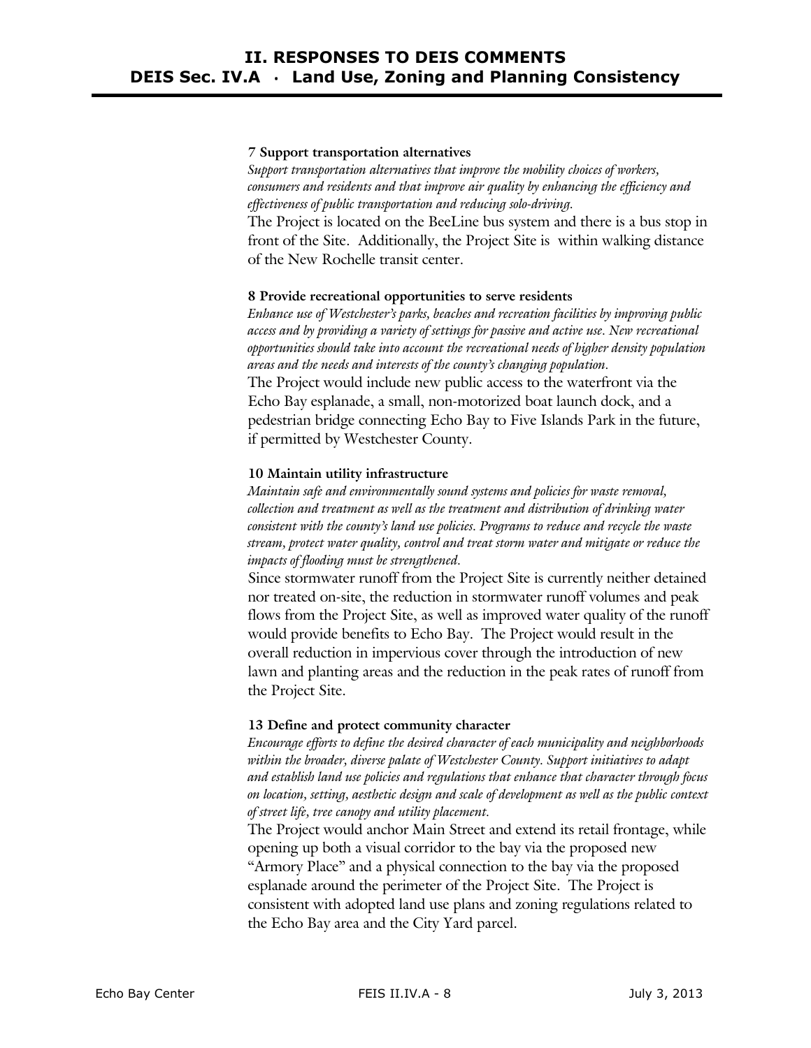**7 Support transportation alternatives**

*Support transportation alternatives that improve the mobility choices of workers, consumers and residents and that improve air quality by enhancing the efficiency and effectiveness of public transportation and reducing solo-driving.*

The Project is located on the BeeLine bus system and there is a bus stop in front of the Site. Additionally, the Project Site is within walking distance of the New Rochelle transit center.

**8 Provide recreational opportunities to serve residents**

*Enhance use of Westchester's parks, beaches and recreation facilities by improving public access and by providing a variety of settings for passive and active use. New recreational opportunities should take into account the recreational needs of higher density population areas and the needs and interests of the county's changing population.*

The Project would include new public access to the waterfront via the Echo Bay esplanade, a small, non-motorized boat launch dock, and a pedestrian bridge connecting Echo Bay to Five Islands Park in the future, if permitted by Westchester County.

**10 Maintain utility infrastructure**

*Maintain safe and environmentally sound systems and policies for waste removal, collection and treatment as well as the treatment and distribution of drinking water consistent with the county's land use policies. Programs to reduce and recycle the waste stream, protect water quality, control and treat storm water and mitigate or reduce the impacts of flooding must be strengthened.*

Since stormwater runoff from the Project Site is currently neither detained nor treated on-site, the reduction in stormwater runoff volumes and peak flows from the Project Site, as well as improved water quality of the runoff would provide benefits to Echo Bay. The Project would result in the overall reduction in impervious cover through the introduction of new lawn and planting areas and the reduction in the peak rates of runoff from the Project Site.

**13 Define and protect community character**

*Encourage efforts to define the desired character of each municipality and neighborhoods within the broader, diverse palate of Westchester County. Support initiatives to adapt and establish land use policies and regulations that enhance that character through focus on location, setting, aesthetic design and scale of development as well as the public context of street life, tree canopy and utility placement.*

The Project would anchor Main Street and extend its retail frontage, while opening up both a visual corridor to the bay via the proposed new "Armory Place" and a physical connection to the bay via the proposed esplanade around the perimeter of the Project Site. The Project is consistent with adopted land use plans and zoning regulations related to the Echo Bay area and the City Yard parcel.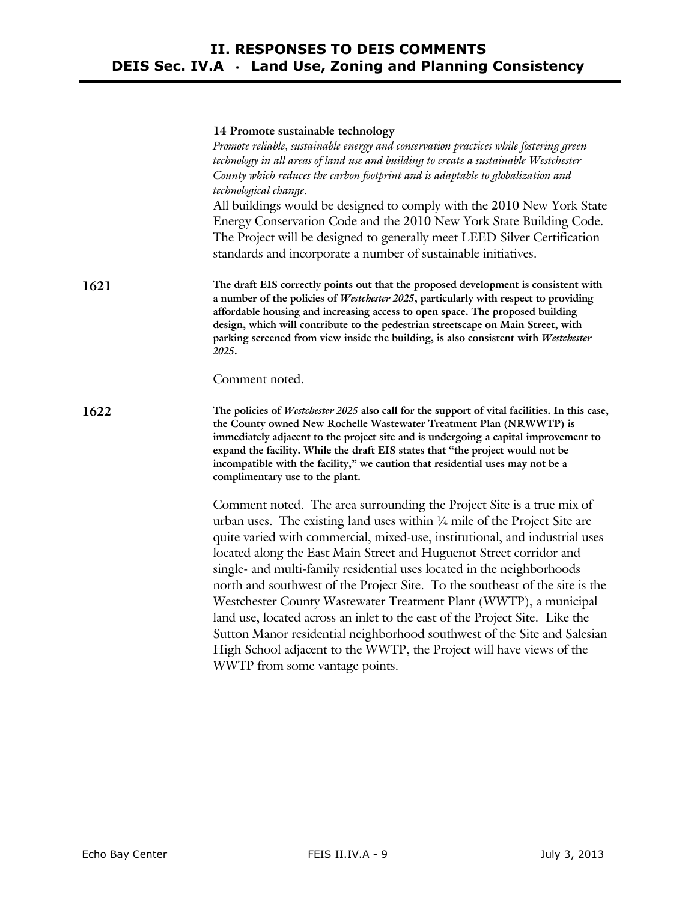**14 Promote sustainable technology**

*Promote reliable, sustainable energy and conservation practices while fostering green technology in all areas of land use and building to create a sustainable Westchester County which reduces the carbon footprint and is adaptable to globalization and technological change.*

All buildings would be designed to comply with the 2010 New York State Energy Conservation Code and the 2010 New York State Building Code. The Project will be designed to generally meet LEED Silver Certification standards and incorporate a number of sustainable initiatives.

**1621** **The draft EIS correctly points out that the proposed development is consistent with a number of the policies of *Westchester 2025*, particularly with respect to providing affordable housing and increasing access to open space. The proposed building design, which will contribute to the pedestrian streetscape on Main Street, with parking screened from view inside the building, is also consistent with *Westchester 2025*.**

Comment noted.

**1622** **The policies of *Westchester 2025* also call for the support of vital facilities. In this case, the County owned New Rochelle Wastewater Treatment Plan (NRWWTP) is immediately adjacent to the project site and is undergoing a capital improvement to expand the facility. While the draft EIS states that "the project would not be incompatible with the facility," we caution that residential uses may not be a complimentary use to the plant.**

Comment noted. The area surrounding the Project Site is a true mix of urban uses. The existing land uses within ¼ mile of the Project Site are quite varied with commercial, mixed-use, institutional, and industrial uses located along the East Main Street and Huguenot Street corridor and single- and multi-family residential uses located in the neighborhoods north and southwest of the Project Site. To the southeast of the site is the Westchester County Wastewater Treatment Plant (WWTP), a municipal land use, located across an inlet to the east of the Project Site. Like the Sutton Manor residential neighborhood southwest of the Site and Salesian High School adjacent to the WWTP, the Project will have views of the WWTP from some vantage points.